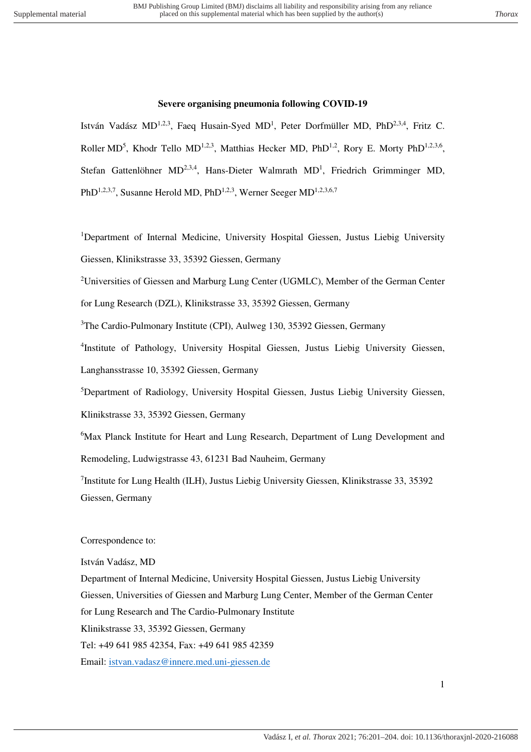# Severe organising pneumonia following COVID-19

István Vadász MD[1,2,3], Faeq Husain-Syed MD[1], Peter Dorfmüller MD, PhD[2,3,4], Fritz C. Roller MD[5], Khodr Tello MD[1,2,3], Matthias Hecker MD, PhD[1,2], Rory E. Morty PhD[1,2,3,6], Stefan Gattenlöhner MD[2,3,4], Hans-Dieter Walmrath MD[1], Friedrich Grimminger MD, PhD[1,2,3,7], Susanne Herold MD, PhD[1,2,3], Werner Seeger MD[1,2,3,6,7]

[1]Department of Internal Medicine, University Hospital Giessen, Justus Liebig University Giessen, Klinikstrasse 33, 35392 Giessen, Germany

[2]Universities of Giessen and Marburg Lung Center (UGMLC), Member of the German Center for Lung Research (DZL), Klinikstrasse 33, 35392 Giessen, Germany

[3]The Cardio-Pulmonary Institute (CPI), Aulweg 130, 35392 Giessen, Germany

[4]Institute of Pathology, University Hospital Giessen, Justus Liebig University Giessen, Langhansstrasse 10, 35392 Giessen, Germany

[5]Department of Radiology, University Hospital Giessen, Justus Liebig University Giessen, Klinikstrasse 33, 35392 Giessen, Germany

[6]Max Planck Institute for Heart and Lung Research, Department of Lung Development and Remodeling, Ludwigstrasse 43, 61231 Bad Nauheim, Germany

[7]Institute for Lung Health (ILH), Justus Liebig University Giessen, Klinikstrasse 33, 35392 Giessen, Germany

Correspondence to:

István Vadász, MD

Department of Internal Medicine, University Hospital Giessen, Justus Liebig University Giessen, Universities of Giessen and Marburg Lung Center, Member of the German Center for Lung Research and The Cardio-Pulmonary Institute

Klinikstrasse 33, 35392 Giessen, Germany

Tel: +49 641 985 42354, Fax: +49 641 985 42359

Email: istvan.vadasz@innere.med.uni-giessen.de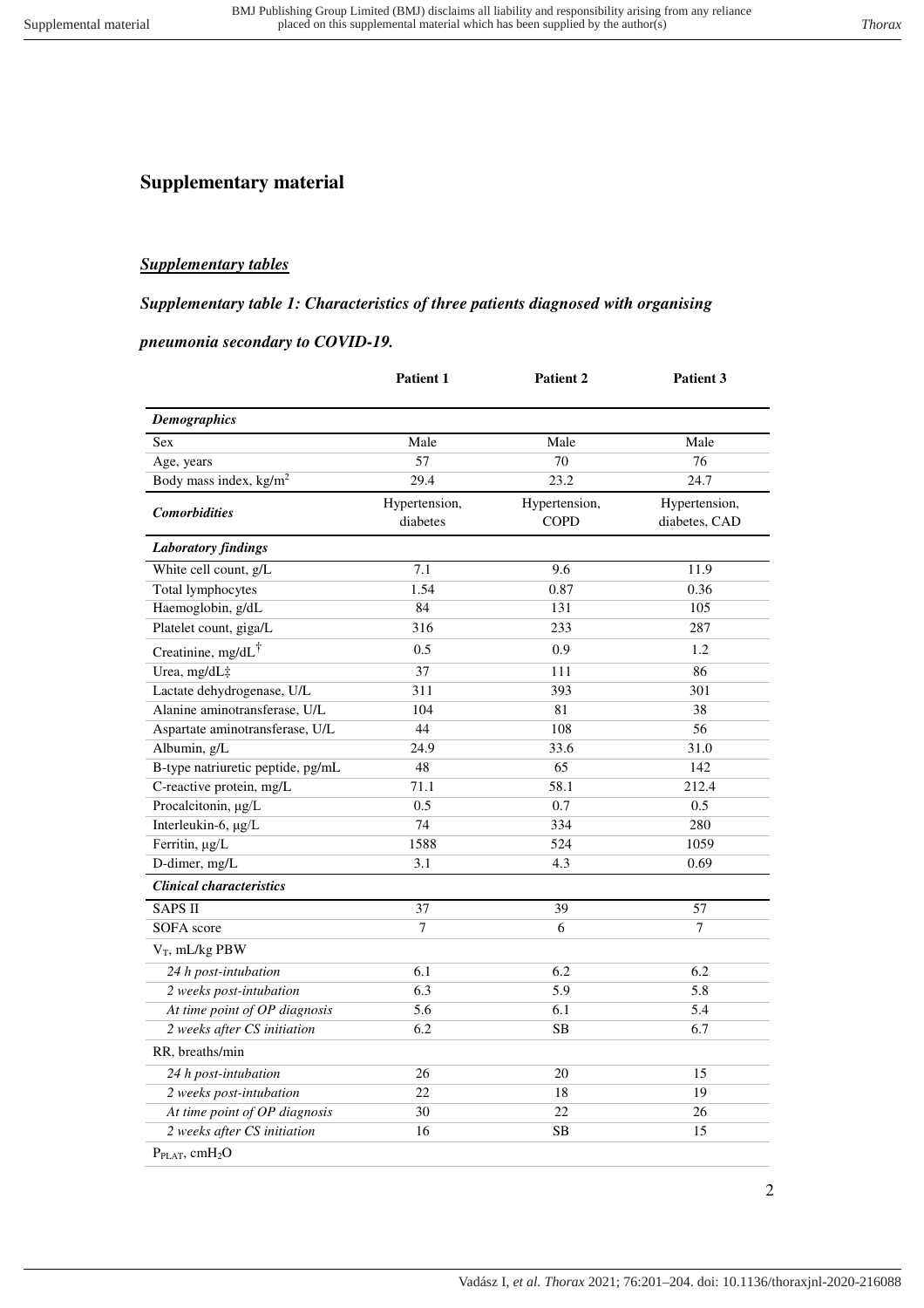# Supplementary material

## *Supplementary tables*

### *Supplementary table 1: Characteristics of three patients diagnosed with organising pneumonia secondary to COVID-19.*

| | Patient 1 | Patient 2 | Patient 3 |
|---|---|---|---|
| ***Demographics*** | | | |
| Sex | Male | Male | Male |
| Age, years | 57 | 70 | 76 |
| Body mass index, $kg/m^2$ | 29.4 | 23.2 | 24.7 |
| ***Comorbidities*** | Hypertension, diabetes | Hypertension, COPD | Hypertension, diabetes, CAD |
| ***Laboratory findings*** | | | |
| White cell count, g/L | 7.1 | 9.6 | 11.9 |
| Total lymphocytes | 1.54 | 0.87 | 0.36 |
| Haemoglobin, g/dL | 84 | 131 | 105 |
| Platelet count, giga/L | 316 | 233 | 287 |
| Creatinine, mg/dL† | 0.5 | 0.9 | 1.2 |
| Urea, mg/dL‡ | 37 | 111 | 86 |
| Lactate dehydrogenase, U/L | 311 | 393 | 301 |
| Alanine aminotransferase, U/L | 104 | 81 | 38 |
| Aspartate aminotransferase, U/L | 44 | 108 | 56 |
| Albumin, g/L | 24.9 | 33.6 | 31.0 |
| B-type natriuretic peptide, pg/mL | 48 | 65 | 142 |
| C-reactive protein, mg/L | 71.1 | 58.1 | 212.4 |
| Procalcitonin, µg/L | 0.5 | 0.7 | 0.5 |
| Interleukin-6, µg/L | 74 | 334 | 280 |
| Ferritin, µg/L | 1588 | 524 | 1059 |
| D-dimer, mg/L | 3.1 | 4.3 | 0.69 |
| ***Clinical characteristics*** | | | |
| SAPS II | 37 | 39 | 57 |
| SOFA score | 7 | 6 | 7 |
| $V_T$, mL/kg PBW | | | |
| *24 h post-intubation* | 6.1 | 6.2 | 6.2 |
| *2 weeks post-intubation* | 6.3 | 5.9 | 5.8 |
| *At time point of OP diagnosis* | 5.6 | 6.1 | 5.4 |
| *2 weeks after CS initiation* | 6.2 | SB | 6.7 |
| RR, breaths/min | | | |
| *24 h post-intubation* | 26 | 20 | 15 |
| *2 weeks post-intubation* | 22 | 18 | 19 |
| *At time point of OP diagnosis* | 30 | 22 | 26 |
| *2 weeks after CS initiation* | 16 | SB | 15 |
| $P_{PLAT}$, $cmH_2O$ | | | |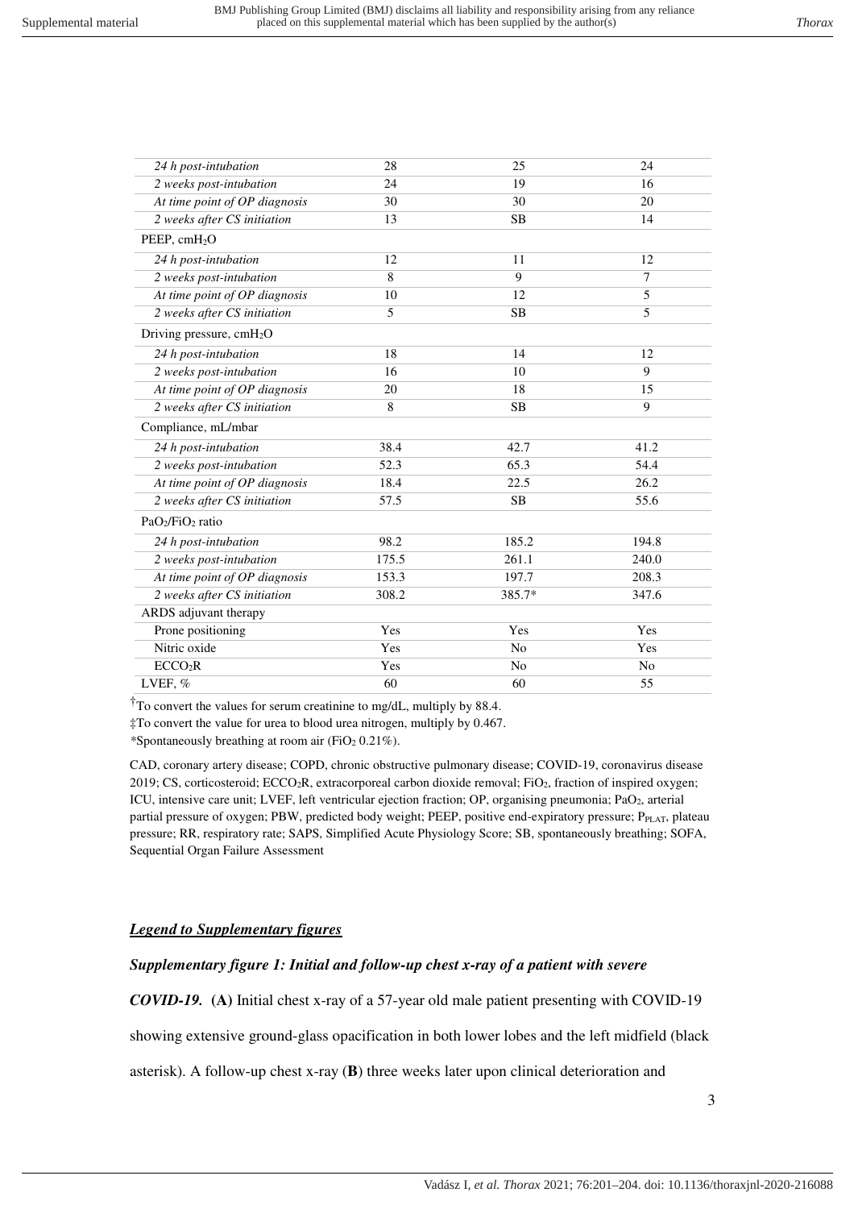| | | | |
|---|---|---|---|
| *24 h post-intubation* | 28 | 25 | 24 |
| *2 weeks post-intubation* | 24 | 19 | 16 |
| *At time point of OP diagnosis* | 30 | 30 | 20 |
| *2 weeks after CS initiation* | 13 | SB | 14 |
| PEEP, $cmH_2O$ | | | |
| *24 h post-intubation* | 12 | 11 | 12 |
| *2 weeks post-intubation* | 8 | 9 | 7 |
| *At time point of OP diagnosis* | 10 | 12 | 5 |
| *2 weeks after CS initiation* | 5 | SB | 5 |
| Driving pressure, $cmH_2O$ | | | |
| *24 h post-intubation* | 18 | 14 | 12 |
| *2 weeks post-intubation* | 16 | 10 | 9 |
| *At time point of OP diagnosis* | 20 | 18 | 15 |
| *2 weeks after CS initiation* | 8 | SB | 9 |
| Compliance, mL/mbar | | | |
| *24 h post-intubation* | 38.4 | 42.7 | 41.2 |
| *2 weeks post-intubation* | 52.3 | 65.3 | 54.4 |
| *At time point of OP diagnosis* | 18.4 | 22.5 | 26.2 |
| *2 weeks after CS initiation* | 57.5 | SB | 55.6 |
| $PaO_2/FiO_2$ ratio | | | |
| *24 h post-intubation* | 98.2 | 185.2 | 194.8 |
| *2 weeks post-intubation* | 175.5 | 261.1 | 240.0 |
| *At time point of OP diagnosis* | 153.3 | 197.7 | 208.3 |
| *2 weeks after CS initiation* | 308.2 | 385.7* | 347.6 |
| ARDS adjuvant therapy | | | |
| Prone positioning | Yes | Yes | Yes |
| Nitric oxide | Yes | No | Yes |
| $ECCO_2R$ | Yes | No | No |
| LVEF, % | 60 | 60 | 55 |

†To convert the values for serum creatinine to mg/dL, multiply by 88.4.

‡To convert the value for urea to blood urea nitrogen, multiply by 0.467.

*Spontaneously breathing at room air ($FiO_2$ 0.21%).

CAD, coronary artery disease; COPD, chronic obstructive pulmonary disease; COVID-19, coronavirus disease 2019; CS, corticosteroid; $ECCO_2R$, extracorporeal carbon dioxide removal; $FiO_2$, fraction of inspired oxygen; ICU, intensive care unit; LVEF, left ventricular ejection fraction; OP, organising pneumonia; $PaO_2$, arterial partial pressure of oxygen; PBW, predicted body weight; PEEP, positive end-expiratory pressure; $P_{PLAT}$, plateau pressure; RR, respiratory rate; SAPS, Simplified Acute Physiology Score; SB, spontaneously breathing; SOFA, Sequential Organ Failure Assessment

## *Legend to Supplementary figures*

***Supplementary figure 1: Initial and follow-up chest x-ray of a patient with severe COVID-19.*** **(A)** Initial chest x-ray of a 57-year old male patient presenting with COVID-19 showing extensive ground-glass opacification in both lower lobes and the left midfield (black asterisk). A follow-up chest x-ray (**B**) three weeks later upon clinical deterioration and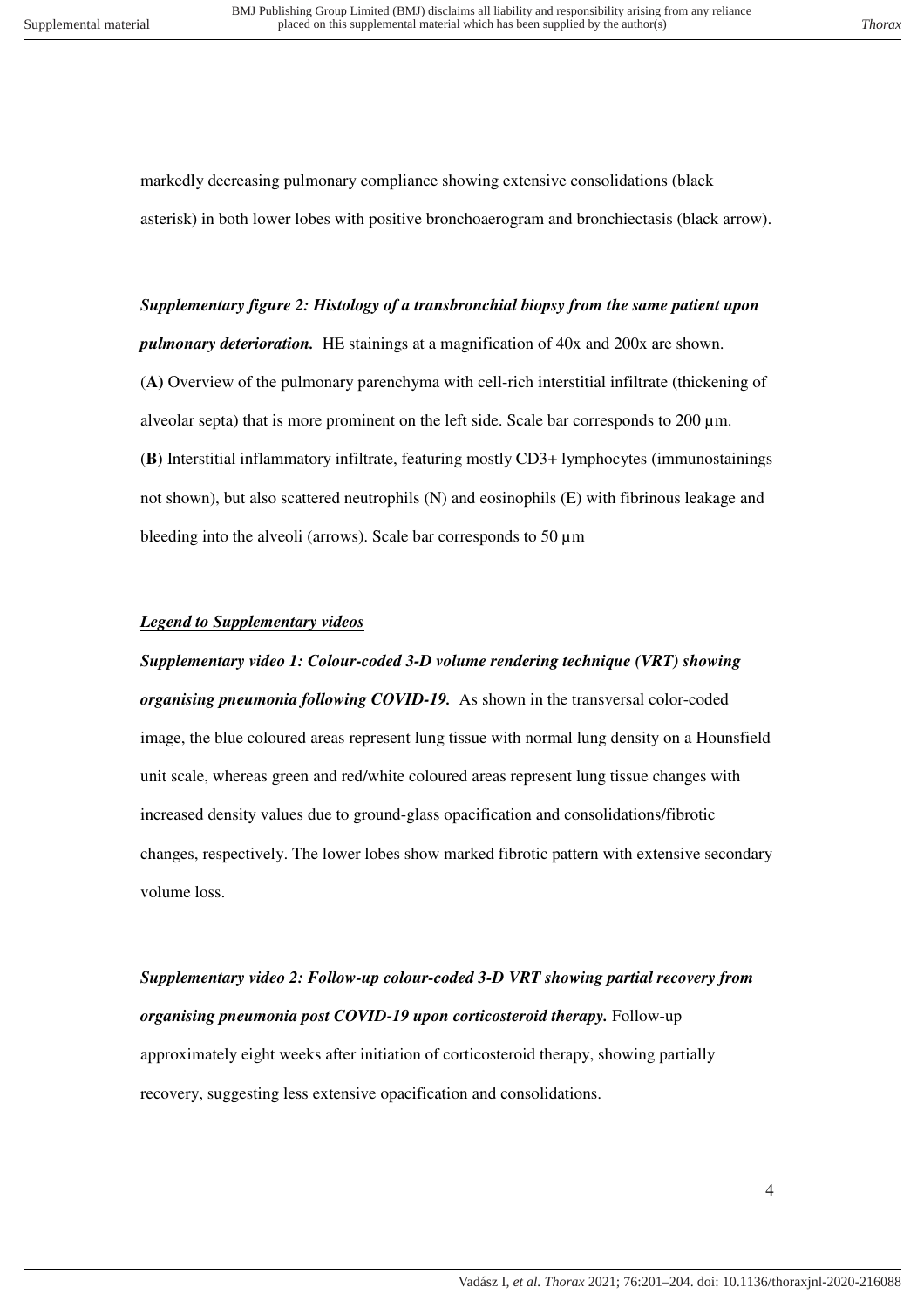markedly decreasing pulmonary compliance showing extensive consolidations (black asterisk) in both lower lobes with positive bronchoaerogram and bronchiectasis (black arrow).

***Supplementary figure 2: Histology of a transbronchial biopsy from the same patient upon pulmonary deterioration.*** HE stainings at a magnification of 40x and 200x are shown. (**A**) Overview of the pulmonary parenchyma with cell-rich interstitial infiltrate (thickening of alveolar septa) that is more prominent on the left side. Scale bar corresponds to 200 µm. (**B**) Interstitial inflammatory infiltrate, featuring mostly CD3+ lymphocytes (immunostainings not shown), but also scattered neutrophils (N) and eosinophils (E) with fibrinous leakage and bleeding into the alveoli (arrows). Scale bar corresponds to 50 µm

***<u>Legend to Supplementary videos</u>***

***Supplementary video 1: Colour-coded 3-D volume rendering technique (VRT) showing organising pneumonia following COVID-19.*** As shown in the transversal color-coded image, the blue coloured areas represent lung tissue with normal lung density on a Hounsfield unit scale, whereas green and red/white coloured areas represent lung tissue changes with increased density values due to ground-glass opacification and consolidations/fibrotic changes, respectively. The lower lobes show marked fibrotic pattern with extensive secondary volume loss.

***Supplementary video 2: Follow-up colour-coded 3-D VRT showing partial recovery from organising pneumonia post COVID-19 upon corticosteroid therapy.*** Follow-up approximately eight weeks after initiation of corticosteroid therapy, showing partially recovery, suggesting less extensive opacification and consolidations.